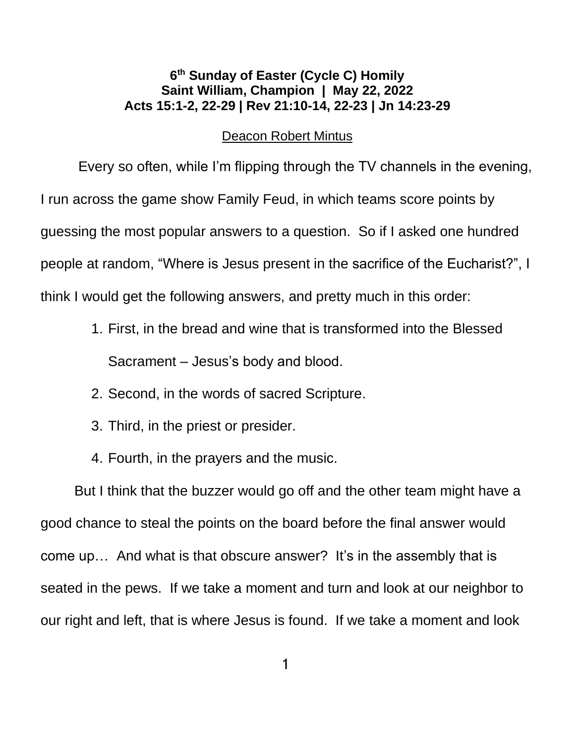**6th Sunday of Easter (Cycle C) Homily**
**Saint William, Champion | May 22, 2022**
**Acts 15:1-2, 22-29 | Rev 21:10-14, 22-23 | Jn 14:23-29**

Deacon Robert Mintus

Every so often, while I'm flipping through the TV channels in the evening, I run across the game show Family Feud, in which teams score points by guessing the most popular answers to a question. So if I asked one hundred people at random, "Where is Jesus present in the sacrifice of the Eucharist?", I think I would get the following answers, and pretty much in this order:

1. First, in the bread and wine that is transformed into the Blessed Sacrament – Jesus's body and blood.
2. Second, in the words of sacred Scripture.
3. Third, in the priest or presider.
4. Fourth, in the prayers and the music.

But I think that the buzzer would go off and the other team might have a good chance to steal the points on the board before the final answer would come up… And what is that obscure answer? It's in the assembly that is seated in the pews. If we take a moment and turn and look at our neighbor to our right and left, that is where Jesus is found. If we take a moment and look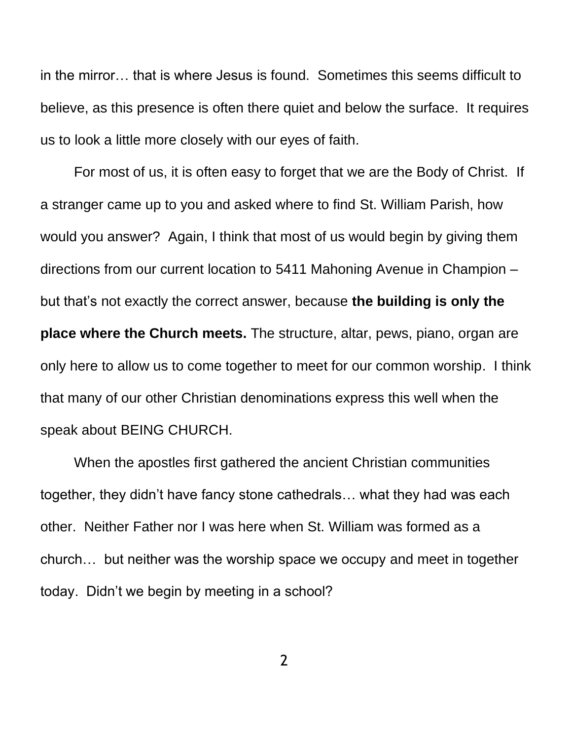in the mirror… that is where Jesus is found. Sometimes this seems difficult to believe, as this presence is often there quiet and below the surface. It requires us to look a little more closely with our eyes of faith.

For most of us, it is often easy to forget that we are the Body of Christ. If a stranger came up to you and asked where to find St. William Parish, how would you answer? Again, I think that most of us would begin by giving them directions from our current location to 5411 Mahoning Avenue in Champion – but that's not exactly the correct answer, because **the building is only the place where the Church meets.** The structure, altar, pews, piano, organ are only here to allow us to come together to meet for our common worship. I think that many of our other Christian denominations express this well when the speak about BEING CHURCH.

When the apostles first gathered the ancient Christian communities together, they didn't have fancy stone cathedrals… what they had was each other. Neither Father nor I was here when St. William was formed as a church… but neither was the worship space we occupy and meet in together today. Didn't we begin by meeting in a school?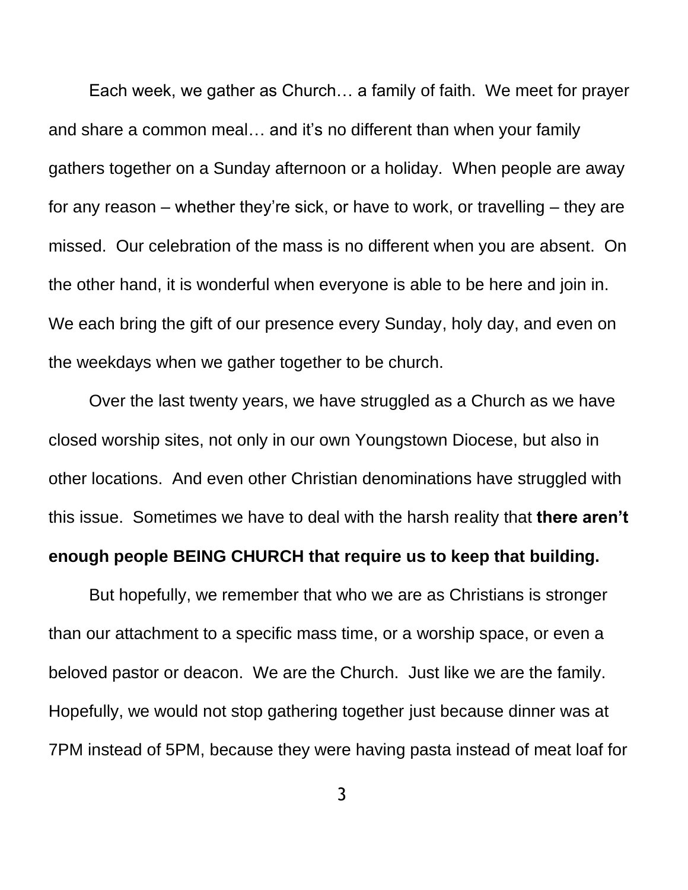Each week, we gather as Church… a family of faith. We meet for prayer and share a common meal… and it's no different than when your family gathers together on a Sunday afternoon or a holiday. When people are away for any reason – whether they're sick, or have to work, or travelling – they are missed. Our celebration of the mass is no different when you are absent. On the other hand, it is wonderful when everyone is able to be here and join in. We each bring the gift of our presence every Sunday, holy day, and even on the weekdays when we gather together to be church.

Over the last twenty years, we have struggled as a Church as we have closed worship sites, not only in our own Youngstown Diocese, but also in other locations. And even other Christian denominations have struggled with this issue. Sometimes we have to deal with the harsh reality that **there aren't enough people BEING CHURCH that require us to keep that building.**

But hopefully, we remember that who we are as Christians is stronger than our attachment to a specific mass time, or a worship space, or even a beloved pastor or deacon. We are the Church. Just like we are the family. Hopefully, we would not stop gathering together just because dinner was at 7PM instead of 5PM, because they were having pasta instead of meat loaf for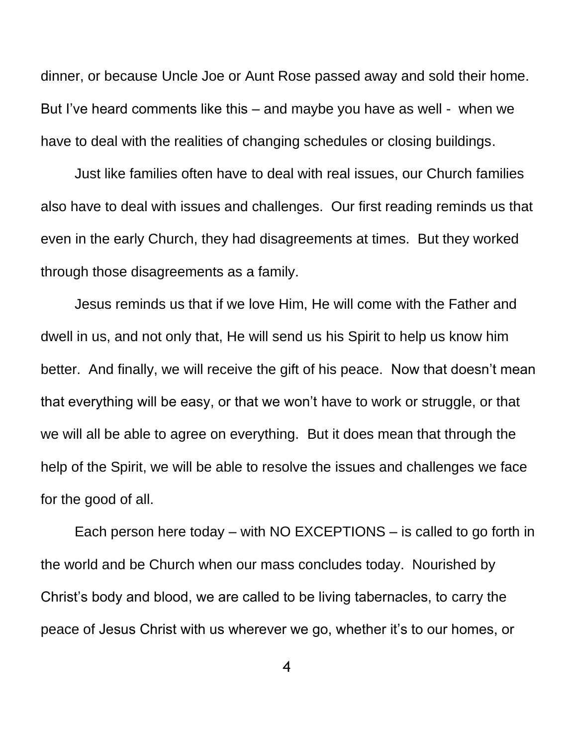dinner, or because Uncle Joe or Aunt Rose passed away and sold their home. But I've heard comments like this – and maybe you have as well - when we have to deal with the realities of changing schedules or closing buildings.

Just like families often have to deal with real issues, our Church families also have to deal with issues and challenges. Our first reading reminds us that even in the early Church, they had disagreements at times. But they worked through those disagreements as a family.

Jesus reminds us that if we love Him, He will come with the Father and dwell in us, and not only that, He will send us his Spirit to help us know him better. And finally, we will receive the gift of his peace. Now that doesn't mean that everything will be easy, or that we won't have to work or struggle, or that we will all be able to agree on everything. But it does mean that through the help of the Spirit, we will be able to resolve the issues and challenges we face for the good of all.

Each person here today – with NO EXCEPTIONS – is called to go forth in the world and be Church when our mass concludes today. Nourished by Christ's body and blood, we are called to be living tabernacles, to carry the peace of Jesus Christ with us wherever we go, whether it's to our homes, or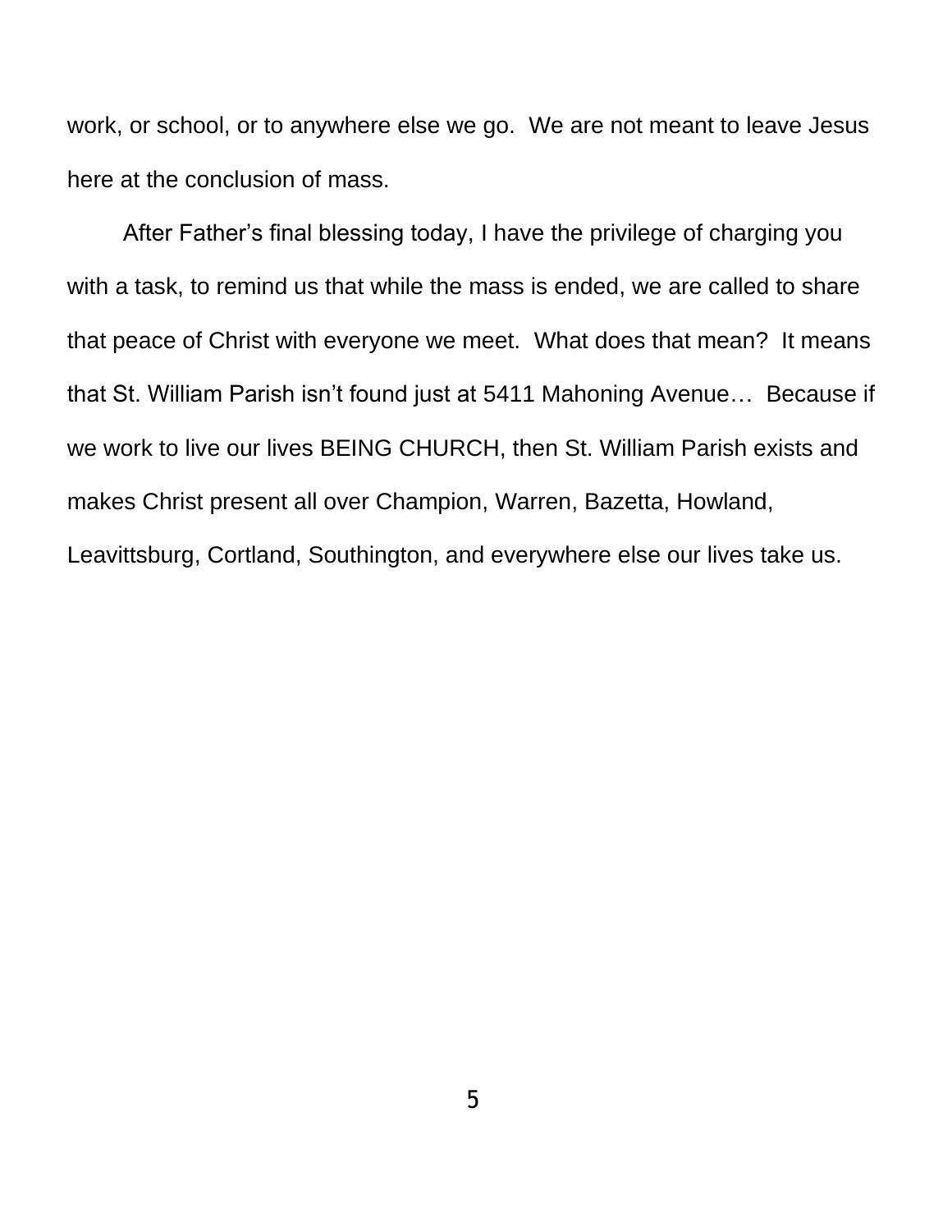work, or school, or to anywhere else we go.  We are not meant to leave Jesus here at the conclusion of mass.

After Father's final blessing today, I have the privilege of charging you with a task, to remind us that while the mass is ended, we are called to share that peace of Christ with everyone we meet.  What does that mean?  It means that St. William Parish isn't found just at 5411 Mahoning Avenue…  Because if we work to live our lives BEING CHURCH, then St. William Parish exists and makes Christ present all over Champion, Warren, Bazetta, Howland, Leavittsburg, Cortland, Southington, and everywhere else our lives take us.